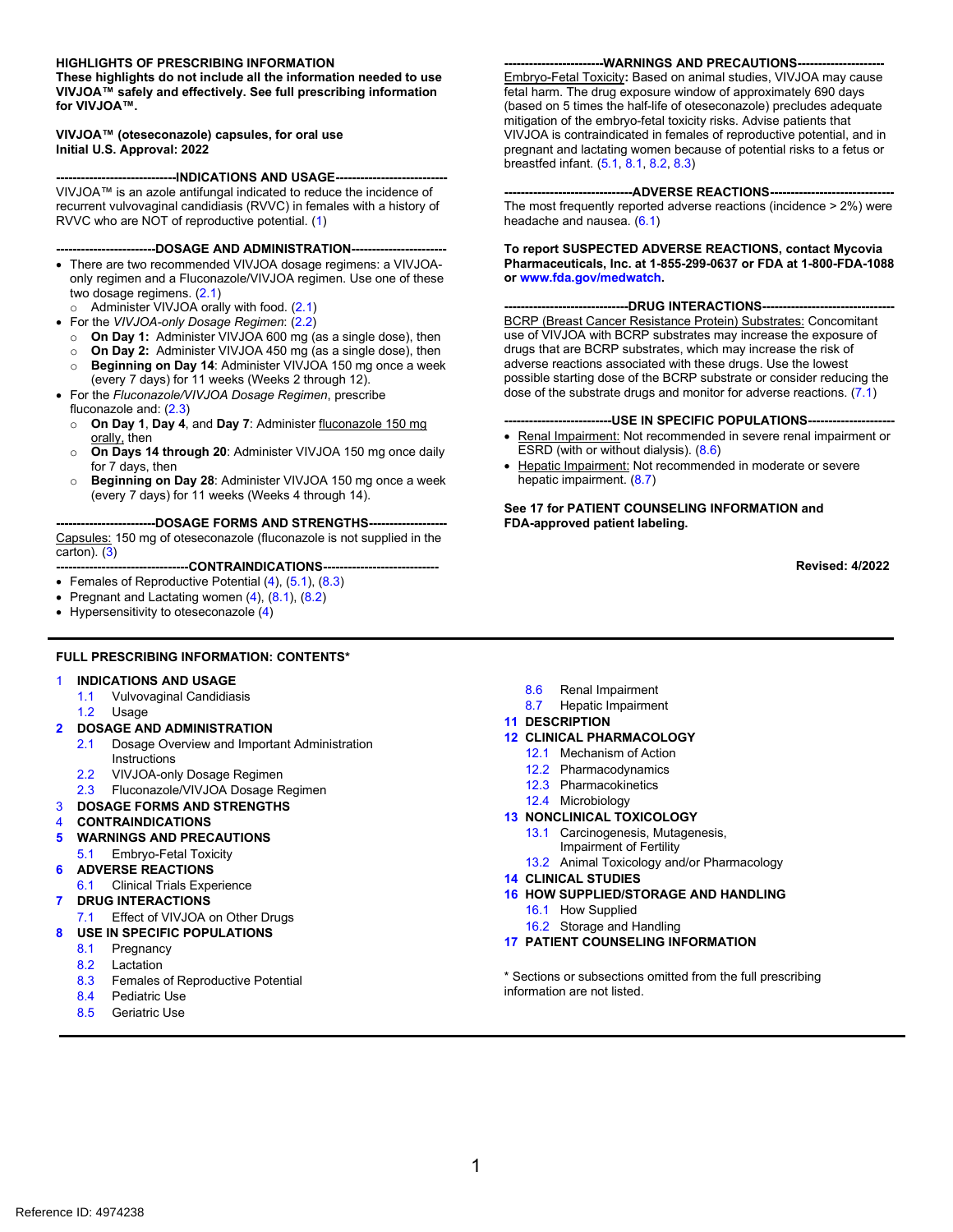**HIGHLIGHTS OF PRESCRIBING INFORMATION**
**These highlights do not include all the information needed to use VIVJOA™ safely and effectively. See full prescribing information for VIVJOA™.**

**VIVJOA™ (oteseconazole) capsules, for oral use**
**Initial U.S. Approval: 2022**

**----------------------------INDICATIONS AND USAGE--------------------------**

VIVJOA™ is an azole antifungal indicated to reduce the incidence of recurrent vulvovaginal candidiasis (RVVC) in females with a history of RVVC who are NOT of reproductive potential. (1)

**-----------------------DOSAGE AND ADMINISTRATION----------------------**

- There are two recommended VIVJOA dosage regimens: a VIVJOA-only regimen and a Fluconazole/VIVJOA regimen. Use one of these two dosage regimens. (2.1)
  - Administer VIVJOA orally with food. (2.1)
- For the *VIVJOA-only Dosage Regimen*: (2.2)
  - **On Day 1:** Administer VIVJOA 600 mg (as a single dose), then
  - **On Day 2:** Administer VIVJOA 450 mg (as a single dose), then
  - **Beginning on Day 14**: Administer VIVJOA 150 mg once a week (every 7 days) for 11 weeks (Weeks 2 through 12).
- For the *Fluconazole/VIVJOA Dosage Regimen*, prescribe fluconazole and: (2.3)
  - **On Day 1**, **Day 4**, and **Day 7**: Administer fluconazole 150 mg orally, then
  - **On Days 14 through 20**: Administer VIVJOA 150 mg once daily for 7 days, then
  - **Beginning on Day 28**: Administer VIVJOA 150 mg once a week (every 7 days) for 11 weeks (Weeks 4 through 14).

**-----------------------DOSAGE FORMS AND STRENGTHS-------------------**

Capsules: 150 mg of oteseconazole (fluconazole is not supplied in the carton). (3)

**-------------------------------CONTRAINDICATIONS---------------------------**

- Females of Reproductive Potential (4), (5.1), (8.3)
- Pregnant and Lactating women (4), (8.1), (8.2)
- Hypersensitivity to oteseconazole (4)

**-----------------------WARNINGS AND PRECAUTIONS--------------------**

Embryo-Fetal Toxicity**:** Based on animal studies, VIVJOA may cause fetal harm. The drug exposure window of approximately 690 days (based on 5 times the half-life of oteseconazole) precludes adequate mitigation of the embryo-fetal toxicity risks. Advise patients that VIVJOA is contraindicated in females of reproductive potential, and in pregnant and lactating women because of potential risks to a fetus or breastfed infant. (5.1, 8.1, 8.2, 8.3)

**------------------------------ADVERSE REACTIONS-----------------------------**

The most frequently reported adverse reactions (incidence > 2%) were headache and nausea. (6.1)

**To report SUSPECTED ADVERSE REACTIONS, contact Mycovia Pharmaceuticals, Inc. at 1-855-299-0637 or FDA at 1-800-FDA-1088 or www.fda.gov/medwatch.**

**------------------------------DRUG INTERACTIONS-------------------------------**

BCRP (Breast Cancer Resistance Protein) Substrates: Concomitant use of VIVJOA with BCRP substrates may increase the exposure of drugs that are BCRP substrates, which may increase the risk of adverse reactions associated with these drugs. Use the lowest possible starting dose of the BCRP substrate or consider reducing the dose of the substrate drugs and monitor for adverse reactions. (7.1)

**-------------------------USE IN SPECIFIC POPULATIONS--------------------**

- Renal Impairment: Not recommended in severe renal impairment or ESRD (with or without dialysis). (8.6)
- Hepatic Impairment: Not recommended in moderate or severe hepatic impairment. (8.7)

**See 17 for PATIENT COUNSELING INFORMATION and FDA-approved patient labeling.**

**Revised: 4/2022**

---

**FULL PRESCRIBING INFORMATION: CONTENTS***

**1 INDICATIONS AND USAGE**
- 1.1 Vulvovaginal Candidiasis
- 1.2 Usage

**2 DOSAGE AND ADMINISTRATION**
- 2.1 Dosage Overview and Important Administration Instructions
- 2.2 VIVJOA-only Dosage Regimen
- 2.3 Fluconazole/VIVJOA Dosage Regimen

**3 DOSAGE FORMS AND STRENGTHS**

**4 CONTRAINDICATIONS**

**5 WARNINGS AND PRECAUTIONS**
- 5.1 Embryo-Fetal Toxicity

**6 ADVERSE REACTIONS**
- 6.1 Clinical Trials Experience

**7 DRUG INTERACTIONS**
- 7.1 Effect of VIVJOA on Other Drugs

**8 USE IN SPECIFIC POPULATIONS**
- 8.1 Pregnancy
- 8.2 Lactation
- 8.3 Females of Reproductive Potential
- 8.4 Pediatric Use
- 8.5 Geriatric Use
- 8.6 Renal Impairment
- 8.7 Hepatic Impairment

**11 DESCRIPTION**

**12 CLINICAL PHARMACOLOGY**
- 12.1 Mechanism of Action
- 12.2 Pharmacodynamics
- 12.3 Pharmacokinetics
- 12.4 Microbiology

**13 NONCLINICAL TOXICOLOGY**
- 13.1 Carcinogenesis, Mutagenesis, Impairment of Fertility
- 13.2 Animal Toxicology and/or Pharmacology

**14 CLINICAL STUDIES**

**16 HOW SUPPLIED/STORAGE AND HANDLING**
- 16.1 How Supplied
- 16.2 Storage and Handling

**17 PATIENT COUNSELING INFORMATION**

* Sections or subsections omitted from the full prescribing information are not listed.

Reference ID: 4974238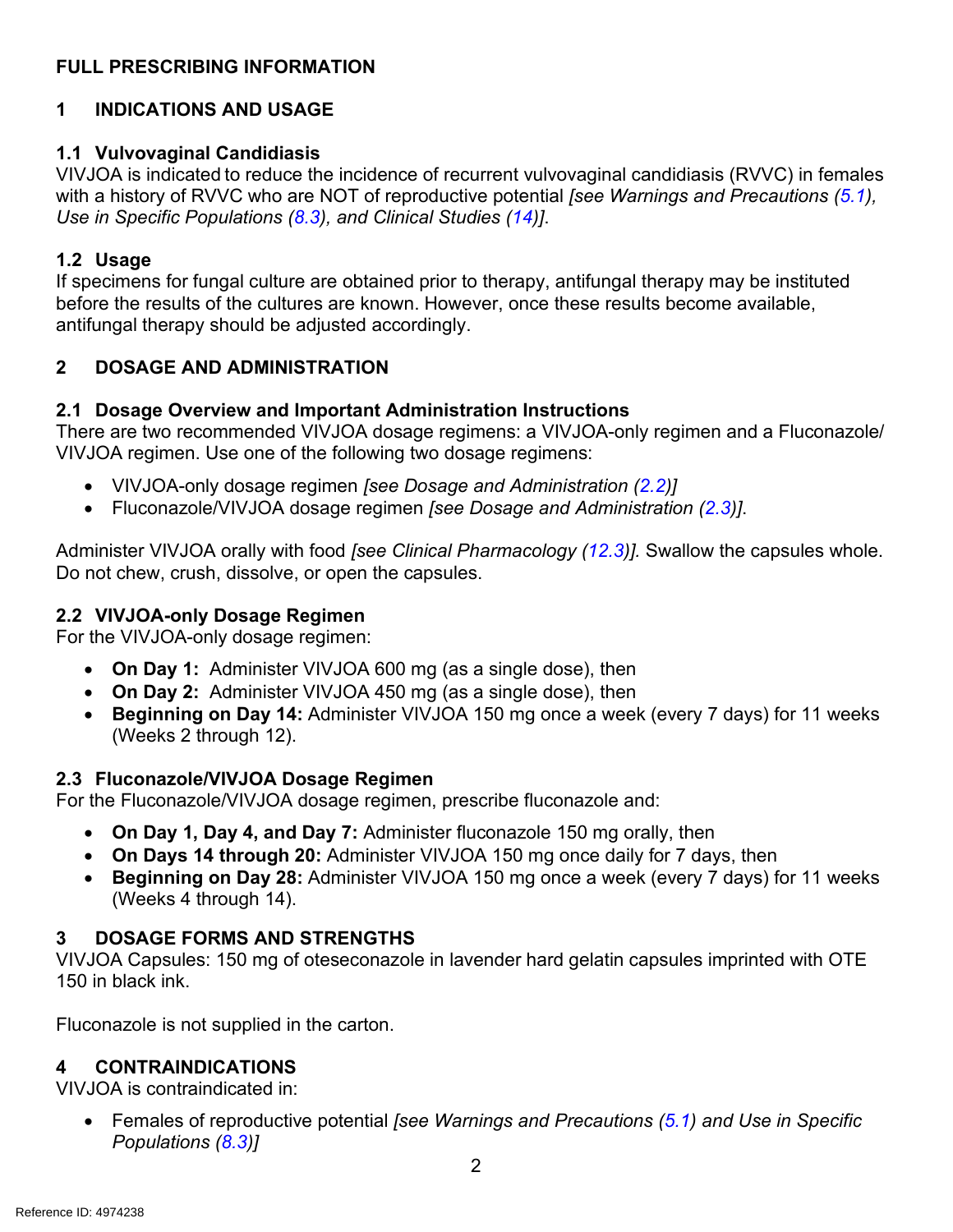# FULL PRESCRIBING INFORMATION

## 1 INDICATIONS AND USAGE

### 1.1 Vulvovaginal Candidiasis

VIVJOA is indicated to reduce the incidence of recurrent vulvovaginal candidiasis (RVVC) in females with a history of RVVC who are NOT of reproductive potential *[see Warnings and Precautions (5.1), Use in Specific Populations (8.3), and Clinical Studies (14)]*.

### 1.2 Usage

If specimens for fungal culture are obtained prior to therapy, antifungal therapy may be instituted before the results of the cultures are known. However, once these results become available, antifungal therapy should be adjusted accordingly.

## 2 DOSAGE AND ADMINISTRATION

### 2.1 Dosage Overview and Important Administration Instructions

There are two recommended VIVJOA dosage regimens: a VIVJOA-only regimen and a Fluconazole/VIVJOA regimen. Use one of the following two dosage regimens:

- VIVJOA-only dosage regimen *[see Dosage and Administration (2.2)]*
- Fluconazole/VIVJOA dosage regimen *[see Dosage and Administration (2.3)]*.

Administer VIVJOA orally with food *[see Clinical Pharmacology (12.3)]*. Swallow the capsules whole. Do not chew, crush, dissolve, or open the capsules.

### 2.2 VIVJOA-only Dosage Regimen

For the VIVJOA-only dosage regimen:

- **On Day 1:** Administer VIVJOA 600 mg (as a single dose), then
- **On Day 2:** Administer VIVJOA 450 mg (as a single dose), then
- **Beginning on Day 14:** Administer VIVJOA 150 mg once a week (every 7 days) for 11 weeks (Weeks 2 through 12).

### 2.3 Fluconazole/VIVJOA Dosage Regimen

For the Fluconazole/VIVJOA dosage regimen, prescribe fluconazole and:

- **On Day 1, Day 4, and Day 7:** Administer fluconazole 150 mg orally, then
- **On Days 14 through 20:** Administer VIVJOA 150 mg once daily for 7 days, then
- **Beginning on Day 28:** Administer VIVJOA 150 mg once a week (every 7 days) for 11 weeks (Weeks 4 through 14).

## 3 DOSAGE FORMS AND STRENGTHS

VIVJOA Capsules: 150 mg of oteseconazole in lavender hard gelatin capsules imprinted with OTE 150 in black ink.

Fluconazole is not supplied in the carton.

## 4 CONTRAINDICATIONS

VIVJOA is contraindicated in:

- Females of reproductive potential *[see Warnings and Precautions (5.1) and Use in Specific Populations (8.3)]*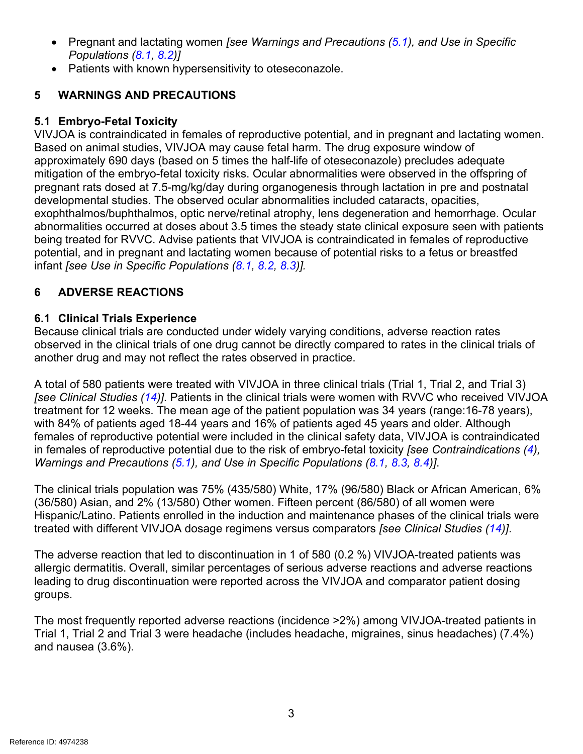- Pregnant and lactating women *[see Warnings and Precautions (5.1), and Use in Specific Populations (8.1, 8.2)]*
- Patients with known hypersensitivity to oteseconazole.

## 5 WARNINGS AND PRECAUTIONS

### 5.1 Embryo-Fetal Toxicity

VIVJOA is contraindicated in females of reproductive potential, and in pregnant and lactating women. Based on animal studies, VIVJOA may cause fetal harm. The drug exposure window of approximately 690 days (based on 5 times the half-life of oteseconazole) precludes adequate mitigation of the embryo-fetal toxicity risks. Ocular abnormalities were observed in the offspring of pregnant rats dosed at 7.5-mg/kg/day during organogenesis through lactation in pre and postnatal developmental studies. The observed ocular abnormalities included cataracts, opacities, exophthalmos/buphthalmos, optic nerve/retinal atrophy, lens degeneration and hemorrhage. Ocular abnormalities occurred at doses about 3.5 times the steady state clinical exposure seen with patients being treated for RVVC. Advise patients that VIVJOA is contraindicated in females of reproductive potential, and in pregnant and lactating women because of potential risks to a fetus or breastfed infant *[see Use in Specific Populations (8.1, 8.2, 8.3)]*.

## 6 ADVERSE REACTIONS

### 6.1 Clinical Trials Experience

Because clinical trials are conducted under widely varying conditions, adverse reaction rates observed in the clinical trials of one drug cannot be directly compared to rates in the clinical trials of another drug and may not reflect the rates observed in practice.

A total of 580 patients were treated with VIVJOA in three clinical trials (Trial 1, Trial 2, and Trial 3) *[see Clinical Studies (14)]*. Patients in the clinical trials were women with RVVC who received VIVJOA treatment for 12 weeks. The mean age of the patient population was 34 years (range:16-78 years), with 84% of patients aged 18-44 years and 16% of patients aged 45 years and older. Although females of reproductive potential were included in the clinical safety data, VIVJOA is contraindicated in females of reproductive potential due to the risk of embryo-fetal toxicity *[see Contraindications (4), Warnings and Precautions (5.1), and Use in Specific Populations (8.1, 8.3, 8.4)]*.

The clinical trials population was 75% (435/580) White, 17% (96/580) Black or African American, 6% (36/580) Asian, and 2% (13/580) Other women. Fifteen percent (86/580) of all women were Hispanic/Latino. Patients enrolled in the induction and maintenance phases of the clinical trials were treated with different VIVJOA dosage regimens versus comparators *[see Clinical Studies (14)]*.

The adverse reaction that led to discontinuation in 1 of 580 (0.2 %) VIVJOA-treated patients was allergic dermatitis. Overall, similar percentages of serious adverse reactions and adverse reactions leading to drug discontinuation were reported across the VIVJOA and comparator patient dosing groups.

The most frequently reported adverse reactions (incidence >2%) among VIVJOA-treated patients in Trial 1, Trial 2 and Trial 3 were headache (includes headache, migraines, sinus headaches) (7.4%) and nausea (3.6%).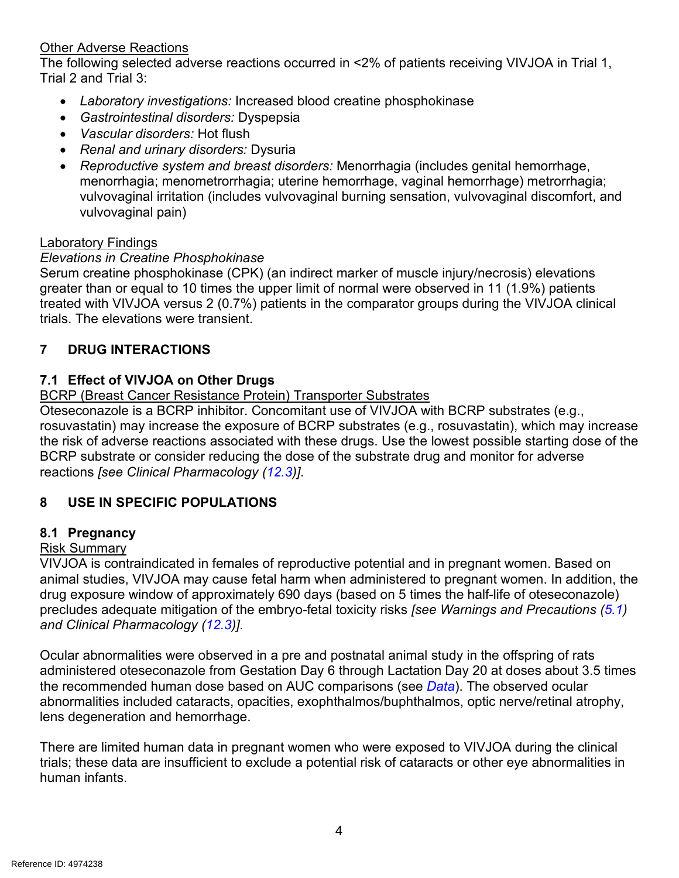Other Adverse Reactions

The following selected adverse reactions occurred in <2% of patients receiving VIVJOA in Trial 1, Trial 2 and Trial 3:

- *Laboratory investigations:* Increased blood creatine phosphokinase
- *Gastrointestinal disorders:* Dyspepsia
- *Vascular disorders:* Hot flush
- *Renal and urinary disorders:* Dysuria
- *Reproductive system and breast disorders:* Menorrhagia (includes genital hemorrhage, menorrhagia; menometrorrhagia; uterine hemorrhage, vaginal hemorrhage) metrorrhagia; vulvovaginal irritation (includes vulvovaginal burning sensation, vulvovaginal discomfort, and vulvovaginal pain)

Laboratory Findings

*Elevations in Creatine Phosphokinase*

Serum creatine phosphokinase (CPK) (an indirect marker of muscle injury/necrosis) elevations greater than or equal to 10 times the upper limit of normal were observed in 11 (1.9%) patients treated with VIVJOA versus 2 (0.7%) patients in the comparator groups during the VIVJOA clinical trials. The elevations were transient.

## 7 DRUG INTERACTIONS

### 7.1 Effect of VIVJOA on Other Drugs

BCRP (Breast Cancer Resistance Protein) Transporter Substrates

Oteseconazole is a BCRP inhibitor. Concomitant use of VIVJOA with BCRP substrates (e.g., rosuvastatin) may increase the exposure of BCRP substrates (e.g., rosuvastatin), which may increase the risk of adverse reactions associated with these drugs. Use the lowest possible starting dose of the BCRP substrate or consider reducing the dose of the substrate drug and monitor for adverse reactions *[see Clinical Pharmacology (12.3)]*.

## 8 USE IN SPECIFIC POPULATIONS

### 8.1 Pregnancy

Risk Summary

VIVJOA is contraindicated in females of reproductive potential and in pregnant women. Based on animal studies, VIVJOA may cause fetal harm when administered to pregnant women. In addition, the drug exposure window of approximately 690 days (based on 5 times the half-life of oteseconazole) precludes adequate mitigation of the embryo-fetal toxicity risks *[see Warnings and Precautions (5.1) and Clinical Pharmacology (12.3)].*

Ocular abnormalities were observed in a pre and postnatal animal study in the offspring of rats administered oteseconazole from Gestation Day 6 through Lactation Day 20 at doses about 3.5 times the recommended human dose based on AUC comparisons (see *Data*). The observed ocular abnormalities included cataracts, opacities, exophthalmos/buphthalmos, optic nerve/retinal atrophy, lens degeneration and hemorrhage.

There are limited human data in pregnant women who were exposed to VIVJOA during the clinical trials; these data are insufficient to exclude a potential risk of cataracts or other eye abnormalities in human infants.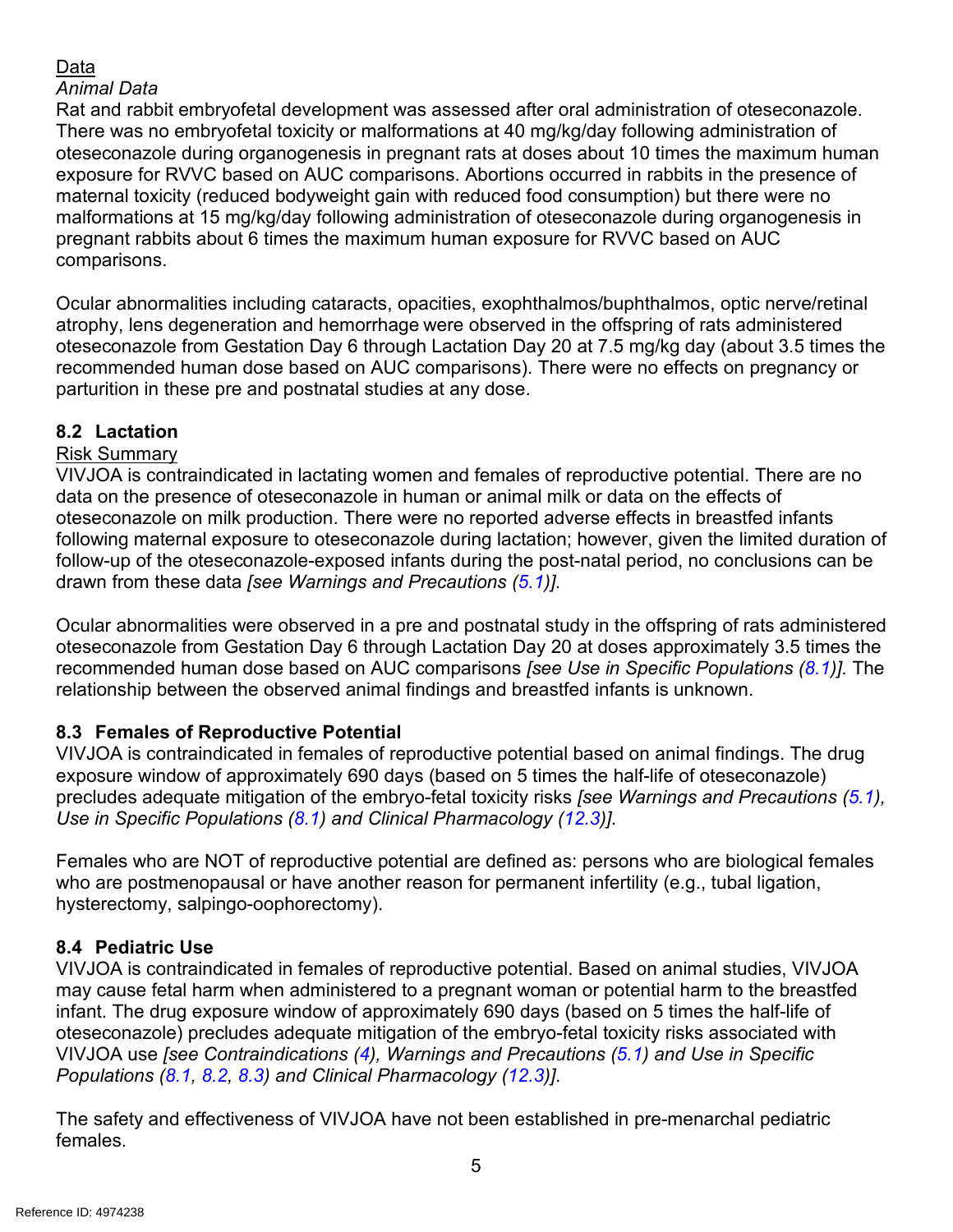Data

*Animal Data*

Rat and rabbit embryofetal development was assessed after oral administration of oteseconazole. There was no embryofetal toxicity or malformations at 40 mg/kg/day following administration of oteseconazole during organogenesis in pregnant rats at doses about 10 times the maximum human exposure for RVVC based on AUC comparisons. Abortions occurred in rabbits in the presence of maternal toxicity (reduced bodyweight gain with reduced food consumption) but there were no malformations at 15 mg/kg/day following administration of oteseconazole during organogenesis in pregnant rabbits about 6 times the maximum human exposure for RVVC based on AUC comparisons.

Ocular abnormalities including cataracts, opacities, exophthalmos/buphthalmos, optic nerve/retinal atrophy, lens degeneration and hemorrhage were observed in the offspring of rats administered oteseconazole from Gestation Day 6 through Lactation Day 20 at 7.5 mg/kg day (about 3.5 times the recommended human dose based on AUC comparisons). There were no effects on pregnancy or parturition in these pre and postnatal studies at any dose.

### 8.2 Lactation

Risk Summary

VIVJOA is contraindicated in lactating women and females of reproductive potential. There are no data on the presence of oteseconazole in human or animal milk or data on the effects of oteseconazole on milk production. There were no reported adverse effects in breastfed infants following maternal exposure to oteseconazole during lactation; however, given the limited duration of follow-up of the oteseconazole-exposed infants during the post-natal period, no conclusions can be drawn from these data *[see Warnings and Precautions (5.1)]*.

Ocular abnormalities were observed in a pre and postnatal study in the offspring of rats administered oteseconazole from Gestation Day 6 through Lactation Day 20 at doses approximately 3.5 times the recommended human dose based on AUC comparisons *[see Use in Specific Populations (8.1)]*. The relationship between the observed animal findings and breastfed infants is unknown.

### 8.3 Females of Reproductive Potential

VIVJOA is contraindicated in females of reproductive potential based on animal findings. The drug exposure window of approximately 690 days (based on 5 times the half-life of oteseconazole) precludes adequate mitigation of the embryo-fetal toxicity risks *[see Warnings and Precautions (5.1), Use in Specific Populations (8.1) and Clinical Pharmacology (12.3)]*.

Females who are NOT of reproductive potential are defined as: persons who are biological females who are postmenopausal or have another reason for permanent infertility (e.g., tubal ligation, hysterectomy, salpingo-oophorectomy).

### 8.4 Pediatric Use

VIVJOA is contraindicated in females of reproductive potential. Based on animal studies, VIVJOA may cause fetal harm when administered to a pregnant woman or potential harm to the breastfed infant. The drug exposure window of approximately 690 days (based on 5 times the half-life of oteseconazole) precludes adequate mitigation of the embryo-fetal toxicity risks associated with VIVJOA use *[see Contraindications (4), Warnings and Precautions (5.1) and Use in Specific Populations (8.1, 8.2, 8.3) and Clinical Pharmacology (12.3)]*.

The safety and effectiveness of VIVJOA have not been established in pre-menarchal pediatric females.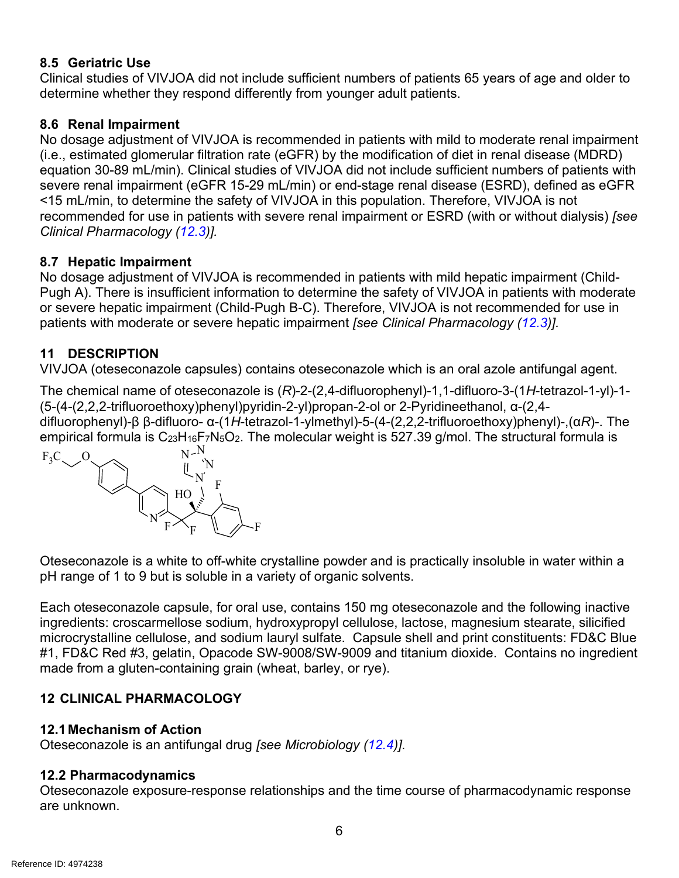### 8.5 Geriatric Use

Clinical studies of VIVJOA did not include sufficient numbers of patients 65 years of age and older to determine whether they respond differently from younger adult patients.

### 8.6 Renal Impairment

No dosage adjustment of VIVJOA is recommended in patients with mild to moderate renal impairment (i.e., estimated glomerular filtration rate (eGFR) by the modification of diet in renal disease (MDRD) equation 30-89 mL/min). Clinical studies of VIVJOA did not include sufficient numbers of patients with severe renal impairment (eGFR 15-29 mL/min) or end-stage renal disease (ESRD), defined as eGFR <15 mL/min, to determine the safety of VIVJOA in this population. Therefore, VIVJOA is not recommended for use in patients with severe renal impairment or ESRD (with or without dialysis) *[see Clinical Pharmacology (12.3)]*.

### 8.7 Hepatic Impairment

No dosage adjustment of VIVJOA is recommended in patients with mild hepatic impairment (Child-Pugh A). There is insufficient information to determine the safety of VIVJOA in patients with moderate or severe hepatic impairment (Child-Pugh B-C). Therefore, VIVJOA is not recommended for use in patients with moderate or severe hepatic impairment *[see Clinical Pharmacology (12.3)]*.

## 11 DESCRIPTION

VIVJOA (oteseconazole capsules) contains oteseconazole which is an oral azole antifungal agent.

The chemical name of oteseconazole is (*R*)-2-(2,4-difluorophenyl)-1,1-difluoro-3-(1*H*-tetrazol-1-yl)-1-(5-(4-(2,2,2-trifluoroethoxy)phenyl)pyridin-2-yl)propan-2-ol or 2-Pyridineethanol, α-(2,4-difluorophenyl)-β β-difluoro- α-(1*H*-tetrazol-1-ylmethyl)-5-(4-(2,2,2-trifluoroethoxy)phenyl)-,(α*R*)-. The empirical formula is $C_{23}H_{16}F_7N_5O_2$. The molecular weight is 527.39 g/mol. The structural formula is

Oteseconazole is a white to off-white crystalline powder and is practically insoluble in water within a pH range of 1 to 9 but is soluble in a variety of organic solvents.

Each oteseconazole capsule, for oral use, contains 150 mg oteseconazole and the following inactive ingredients: croscarmellose sodium, hydroxypropyl cellulose, lactose, magnesium stearate, silicified microcrystalline cellulose, and sodium lauryl sulfate. Capsule shell and print constituents: FD&C Blue #1, FD&C Red #3, gelatin, Opacode SW-9008/SW-9009 and titanium dioxide. Contains no ingredient made from a gluten-containing grain (wheat, barley, or rye).

## 12 CLINICAL PHARMACOLOGY

### 12.1 Mechanism of Action

Oteseconazole is an antifungal drug *[see Microbiology (12.4)]*.

### 12.2 Pharmacodynamics

Oteseconazole exposure-response relationships and the time course of pharmacodynamic response are unknown.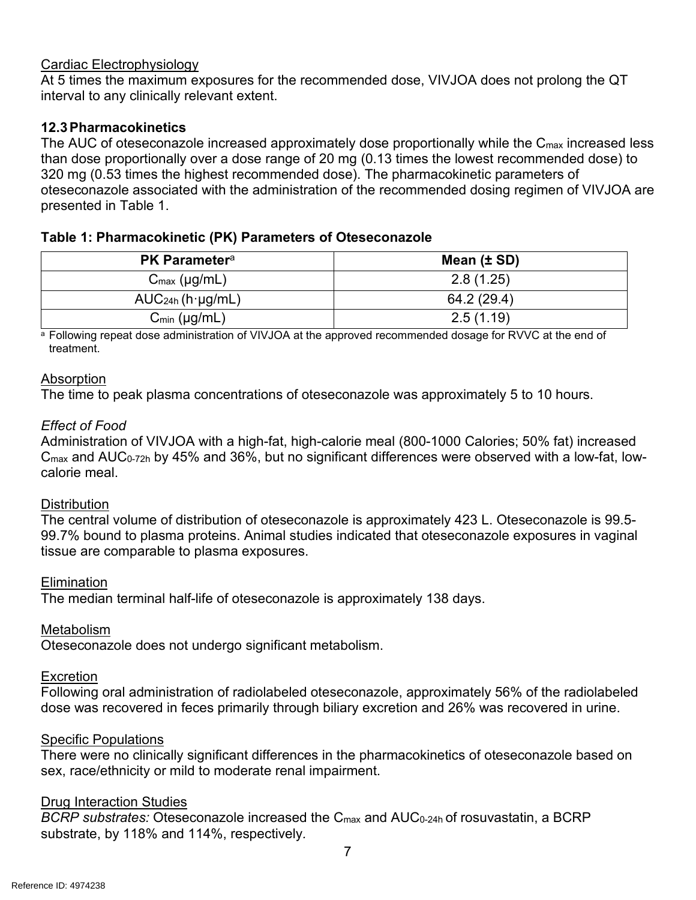Cardiac Electrophysiology

At 5 times the maximum exposures for the recommended dose, VIVJOA does not prolong the QT interval to any clinically relevant extent.

### 12.3 Pharmacokinetics

The AUC of oteseconazole increased approximately dose proportionally while the $C_{max}$ increased less than dose proportionally over a dose range of 20 mg (0.13 times the lowest recommended dose) to 320 mg (0.53 times the highest recommended dose). The pharmacokinetic parameters of oteseconazole associated with the administration of the recommended dosing regimen of VIVJOA are presented in Table 1.

**Table 1: Pharmacokinetic (PK) Parameters of Oteseconazole**

| PK Parameter[a] | Mean (± SD) |
| --- | --- |
| $C_{max}$ (μg/mL) | 2.8 (1.25) |
| $AUC_{24h}$ (h·μg/mL) | 64.2 (29.4) |
| $C_{min}$ (μg/mL) | 2.5 (1.19) |

[a] Following repeat dose administration of VIVJOA at the approved recommended dosage for RVVC at the end of treatment.

Absorption

The time to peak plasma concentrations of oteseconazole was approximately 5 to 10 hours.

*Effect of Food*

Administration of VIVJOA with a high-fat, high-calorie meal (800-1000 Calories; 50% fat) increased $C_{max}$ and $AUC_{0\text{-}72h}$ by 45% and 36%, but no significant differences were observed with a low-fat, low-calorie meal.

Distribution

The central volume of distribution of oteseconazole is approximately 423 L. Oteseconazole is 99.5-99.7% bound to plasma proteins. Animal studies indicated that oteseconazole exposures in vaginal tissue are comparable to plasma exposures.

Elimination

The median terminal half-life of oteseconazole is approximately 138 days.

Metabolism

Oteseconazole does not undergo significant metabolism.

Excretion

Following oral administration of radiolabeled oteseconazole, approximately 56% of the radiolabeled dose was recovered in feces primarily through biliary excretion and 26% was recovered in urine.

Specific Populations

There were no clinically significant differences in the pharmacokinetics of oteseconazole based on sex, race/ethnicity or mild to moderate renal impairment.

Drug Interaction Studies

*BCRP substrates:* Oteseconazole increased the $C_{max}$ and $AUC_{0\text{-}24h}$ of rosuvastatin, a BCRP substrate, by 118% and 114%, respectively.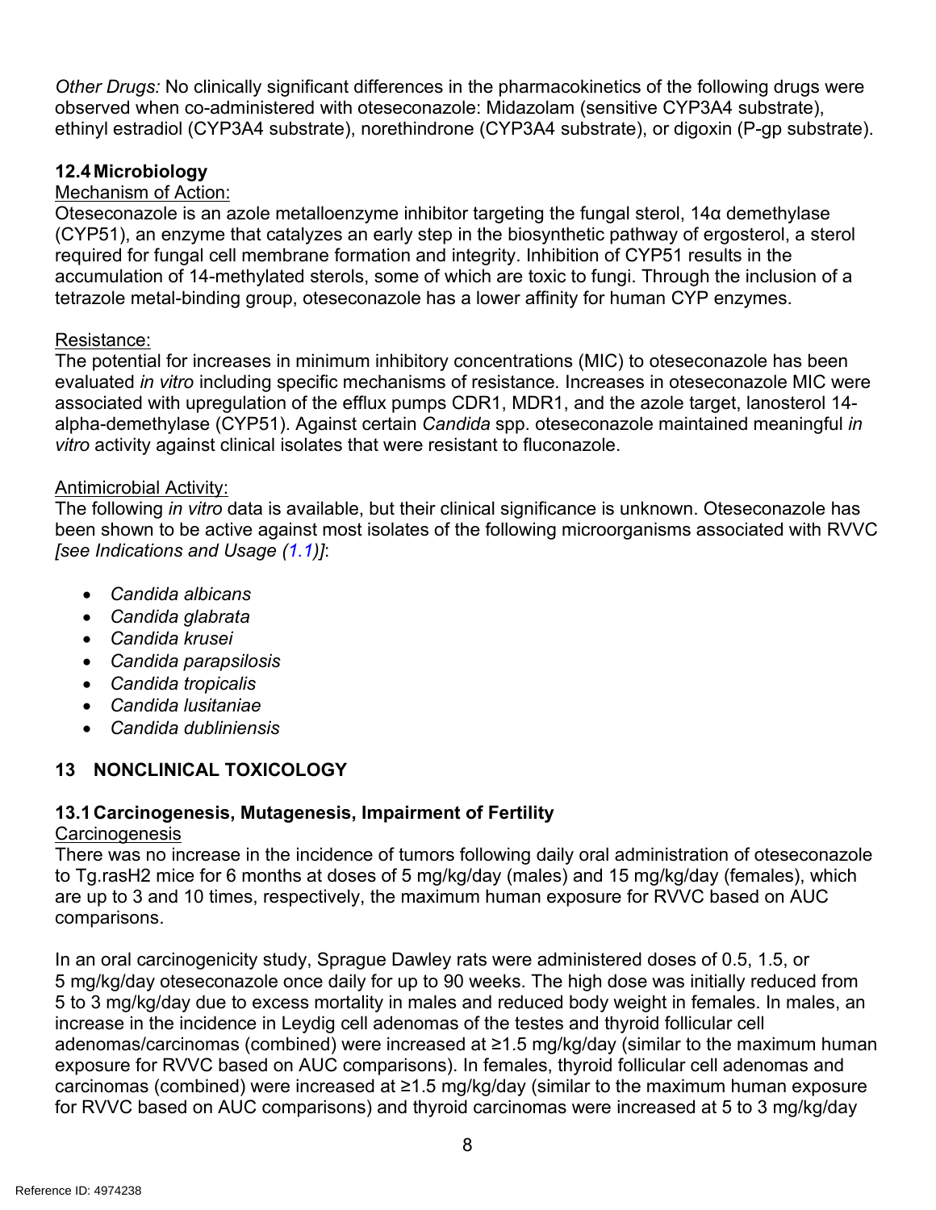*Other Drugs:* No clinically significant differences in the pharmacokinetics of the following drugs were observed when co-administered with oteseconazole: Midazolam (sensitive CYP3A4 substrate), ethinyl estradiol (CYP3A4 substrate), norethindrone (CYP3A4 substrate), or digoxin (P-gp substrate).

### 12.4 Microbiology

Mechanism of Action:

Oteseconazole is an azole metalloenzyme inhibitor targeting the fungal sterol, 14α demethylase (CYP51), an enzyme that catalyzes an early step in the biosynthetic pathway of ergosterol, a sterol required for fungal cell membrane formation and integrity. Inhibition of CYP51 results in the accumulation of 14-methylated sterols, some of which are toxic to fungi. Through the inclusion of a tetrazole metal-binding group, oteseconazole has a lower affinity for human CYP enzymes.

Resistance:

The potential for increases in minimum inhibitory concentrations (MIC) to oteseconazole has been evaluated *in vitro* including specific mechanisms of resistance. Increases in oteseconazole MIC were associated with upregulation of the efflux pumps CDR1, MDR1, and the azole target, lanosterol 14-alpha-demethylase (CYP51). Against certain *Candida* spp. oteseconazole maintained meaningful *in vitro* activity against clinical isolates that were resistant to fluconazole.

Antimicrobial Activity:

The following *in vitro* data is available, but their clinical significance is unknown. Oteseconazole has been shown to be active against most isolates of the following microorganisms associated with RVVC *[see Indications and Usage (1.1)]*:

- *Candida albicans*
- *Candida glabrata*
- *Candida krusei*
- *Candida parapsilosis*
- *Candida tropicalis*
- *Candida lusitaniae*
- *Candida dubliniensis*

## 13 NONCLINICAL TOXICOLOGY

### 13.1 Carcinogenesis, Mutagenesis, Impairment of Fertility

Carcinogenesis

There was no increase in the incidence of tumors following daily oral administration of oteseconazole to Tg.rasH2 mice for 6 months at doses of 5 mg/kg/day (males) and 15 mg/kg/day (females), which are up to 3 and 10 times, respectively, the maximum human exposure for RVVC based on AUC comparisons.

In an oral carcinogenicity study, Sprague Dawley rats were administered doses of 0.5, 1.5, or 5 mg/kg/day oteseconazole once daily for up to 90 weeks. The high dose was initially reduced from 5 to 3 mg/kg/day due to excess mortality in males and reduced body weight in females. In males, an increase in the incidence in Leydig cell adenomas of the testes and thyroid follicular cell adenomas/carcinomas (combined) were increased at ≥1.5 mg/kg/day (similar to the maximum human exposure for RVVC based on AUC comparisons). In females, thyroid follicular cell adenomas and carcinomas (combined) were increased at ≥1.5 mg/kg/day (similar to the maximum human exposure for RVVC based on AUC comparisons) and thyroid carcinomas were increased at 5 to 3 mg/kg/day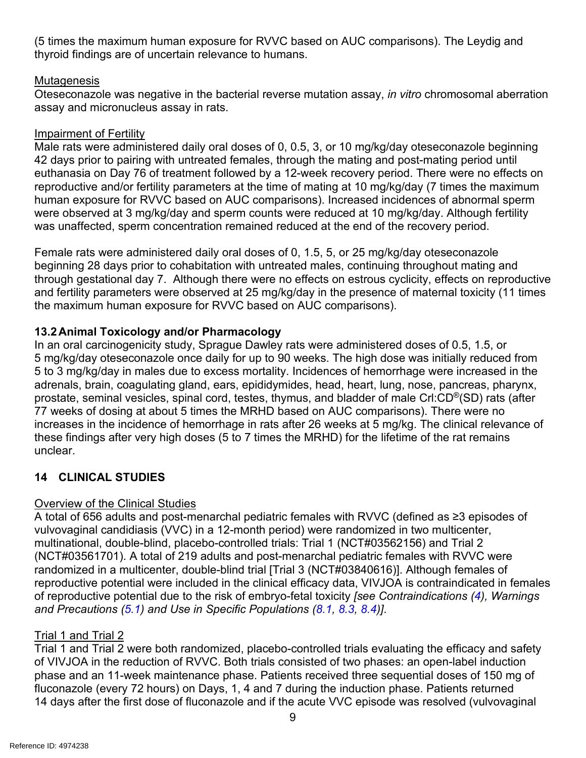(5 times the maximum human exposure for RVVC based on AUC comparisons). The Leydig and thyroid findings are of uncertain relevance to humans.

Mutagenesis

Oteseconazole was negative in the bacterial reverse mutation assay, *in vitro* chromosomal aberration assay and micronucleus assay in rats.

Impairment of Fertility

Male rats were administered daily oral doses of 0, 0.5, 3, or 10 mg/kg/day oteseconazole beginning 42 days prior to pairing with untreated females, through the mating and post-mating period until euthanasia on Day 76 of treatment followed by a 12-week recovery period. There were no effects on reproductive and/or fertility parameters at the time of mating at 10 mg/kg/day (7 times the maximum human exposure for RVVC based on AUC comparisons). Increased incidences of abnormal sperm were observed at 3 mg/kg/day and sperm counts were reduced at 10 mg/kg/day. Although fertility was unaffected, sperm concentration remained reduced at the end of the recovery period.

Female rats were administered daily oral doses of 0, 1.5, 5, or 25 mg/kg/day oteseconazole beginning 28 days prior to cohabitation with untreated males, continuing throughout mating and through gestational day 7. Although there were no effects on estrous cyclicity, effects on reproductive and fertility parameters were observed at 25 mg/kg/day in the presence of maternal toxicity (11 times the maximum human exposure for RVVC based on AUC comparisons).

### 13.2 Animal Toxicology and/or Pharmacology

In an oral carcinogenicity study, Sprague Dawley rats were administered doses of 0.5, 1.5, or 5 mg/kg/day oteseconazole once daily for up to 90 weeks. The high dose was initially reduced from 5 to 3 mg/kg/day in males due to excess mortality. Incidences of hemorrhage were increased in the adrenals, brain, coagulating gland, ears, epididymides, head, heart, lung, nose, pancreas, pharynx, prostate, seminal vesicles, spinal cord, testes, thymus, and bladder of male Crl:CD®(SD) rats (after 77 weeks of dosing at about 5 times the MRHD based on AUC comparisons). There were no increases in the incidence of hemorrhage in rats after 26 weeks at 5 mg/kg. The clinical relevance of these findings after very high doses (5 to 7 times the MRHD) for the lifetime of the rat remains unclear.

## 14 CLINICAL STUDIES

Overview of the Clinical Studies

A total of 656 adults and post-menarchal pediatric females with RVVC (defined as ≥3 episodes of vulvovaginal candidiasis (VVC) in a 12-month period) were randomized in two multicenter, multinational, double-blind, placebo-controlled trials: Trial 1 (NCT#03562156) and Trial 2 (NCT#03561701). A total of 219 adults and post-menarchal pediatric females with RVVC were randomized in a multicenter, double-blind trial [Trial 3 (NCT#03840616)]. Although females of reproductive potential were included in the clinical efficacy data, VIVJOA is contraindicated in females of reproductive potential due to the risk of embryo-fetal toxicity *[see Contraindications (4), Warnings and Precautions (5.1) and Use in Specific Populations (8.1, 8.3, 8.4)]*.

Trial 1 and Trial 2

Trial 1 and Trial 2 were both randomized, placebo-controlled trials evaluating the efficacy and safety of VIVJOA in the reduction of RVVC. Both trials consisted of two phases: an open-label induction phase and an 11-week maintenance phase. Patients received three sequential doses of 150 mg of fluconazole (every 72 hours) on Days, 1, 4 and 7 during the induction phase. Patients returned 14 days after the first dose of fluconazole and if the acute VVC episode was resolved (vulvovaginal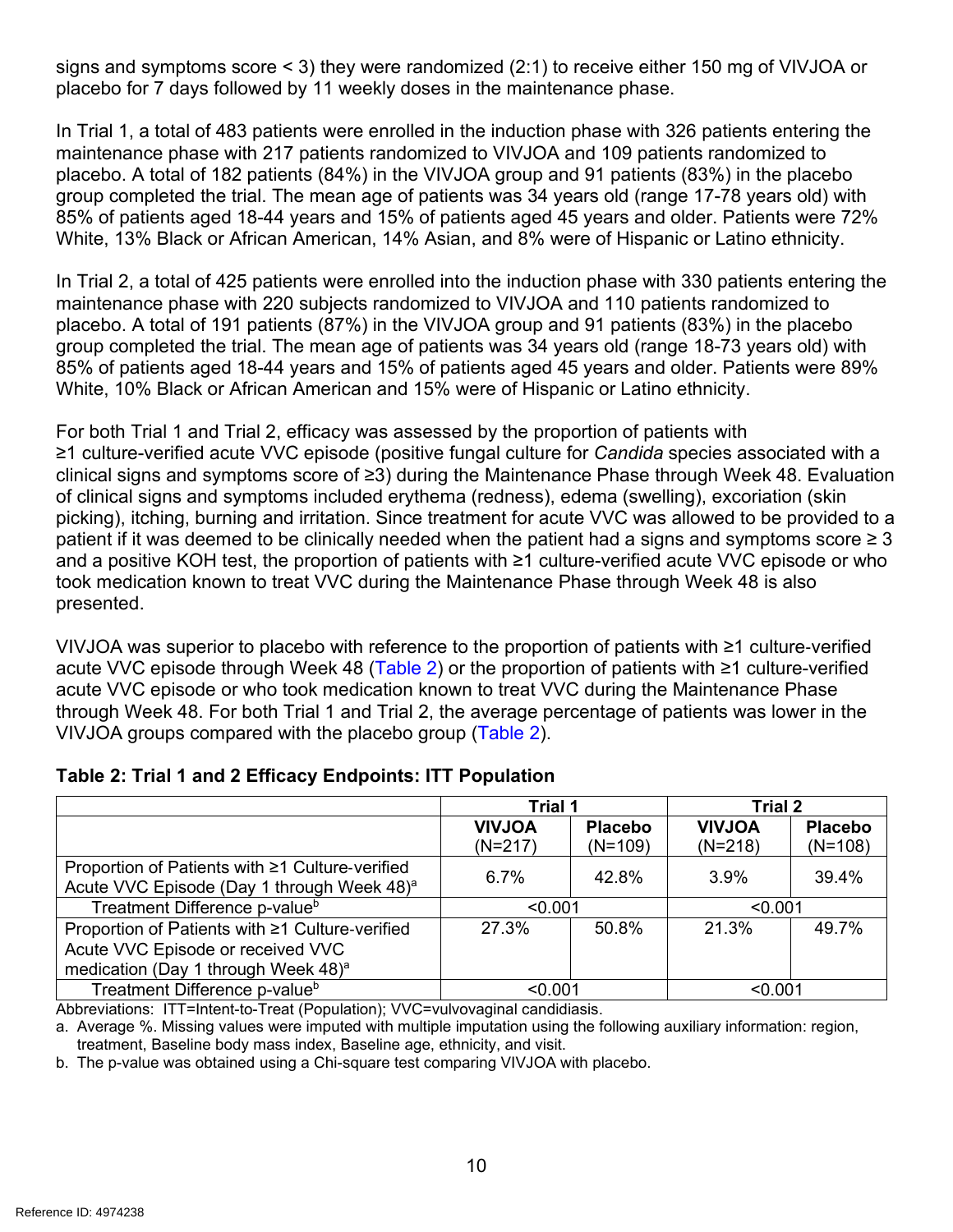signs and symptoms score < 3) they were randomized (2:1) to receive either 150 mg of VIVJOA or placebo for 7 days followed by 11 weekly doses in the maintenance phase.

In Trial 1, a total of 483 patients were enrolled in the induction phase with 326 patients entering the maintenance phase with 217 patients randomized to VIVJOA and 109 patients randomized to placebo. A total of 182 patients (84%) in the VIVJOA group and 91 patients (83%) in the placebo group completed the trial. The mean age of patients was 34 years old (range 17-78 years old) with 85% of patients aged 18-44 years and 15% of patients aged 45 years and older. Patients were 72% White, 13% Black or African American, 14% Asian, and 8% were of Hispanic or Latino ethnicity.

In Trial 2, a total of 425 patients were enrolled into the induction phase with 330 patients entering the maintenance phase with 220 subjects randomized to VIVJOA and 110 patients randomized to placebo. A total of 191 patients (87%) in the VIVJOA group and 91 patients (83%) in the placebo group completed the trial. The mean age of patients was 34 years old (range 18-73 years old) with 85% of patients aged 18-44 years and 15% of patients aged 45 years and older. Patients were 89% White, 10% Black or African American and 15% were of Hispanic or Latino ethnicity.

For both Trial 1 and Trial 2, efficacy was assessed by the proportion of patients with ≥1 culture-verified acute VVC episode (positive fungal culture for *Candida* species associated with a clinical signs and symptoms score of ≥3) during the Maintenance Phase through Week 48. Evaluation of clinical signs and symptoms included erythema (redness), edema (swelling), excoriation (skin picking), itching, burning and irritation. Since treatment for acute VVC was allowed to be provided to a patient if it was deemed to be clinically needed when the patient had a signs and symptoms score ≥ 3 and a positive KOH test, the proportion of patients with ≥1 culture-verified acute VVC episode or who took medication known to treat VVC during the Maintenance Phase through Week 48 is also presented.

VIVJOA was superior to placebo with reference to the proportion of patients with ≥1 culture-verified acute VVC episode through Week 48 (Table 2) or the proportion of patients with ≥1 culture-verified acute VVC episode or who took medication known to treat VVC during the Maintenance Phase through Week 48. For both Trial 1 and Trial 2, the average percentage of patients was lower in the VIVJOA groups compared with the placebo group (Table 2).

**Table 2: Trial 1 and 2 Efficacy Endpoints: ITT Population**

| | Trial 1 | | Trial 2 | |
|---|---|---|---|---|
| | **VIVJOA** (N=217) | **Placebo** (N=109) | **VIVJOA** (N=218) | **Placebo** (N=108) |
| Proportion of Patients with ≥1 Culture-verified Acute VVC Episode (Day 1 through Week 48)[a] | 6.7% | 42.8% | 3.9% | 39.4% |
| Treatment Difference p-value[b] | <0.001 | | <0.001 | |
| Proportion of Patients with ≥1 Culture-verified Acute VVC Episode or received VVC medication (Day 1 through Week 48)[a] | 27.3% | 50.8% | 21.3% | 49.7% |
| Treatment Difference p-value[b] | <0.001 | | <0.001 | |

Abbreviations: ITT=Intent-to-Treat (Population); VVC=vulvovaginal candidiasis.

a. Average %. Missing values were imputed with multiple imputation using the following auxiliary information: region, treatment, Baseline body mass index, Baseline age, ethnicity, and visit.

b. The p-value was obtained using a Chi-square test comparing VIVJOA with placebo.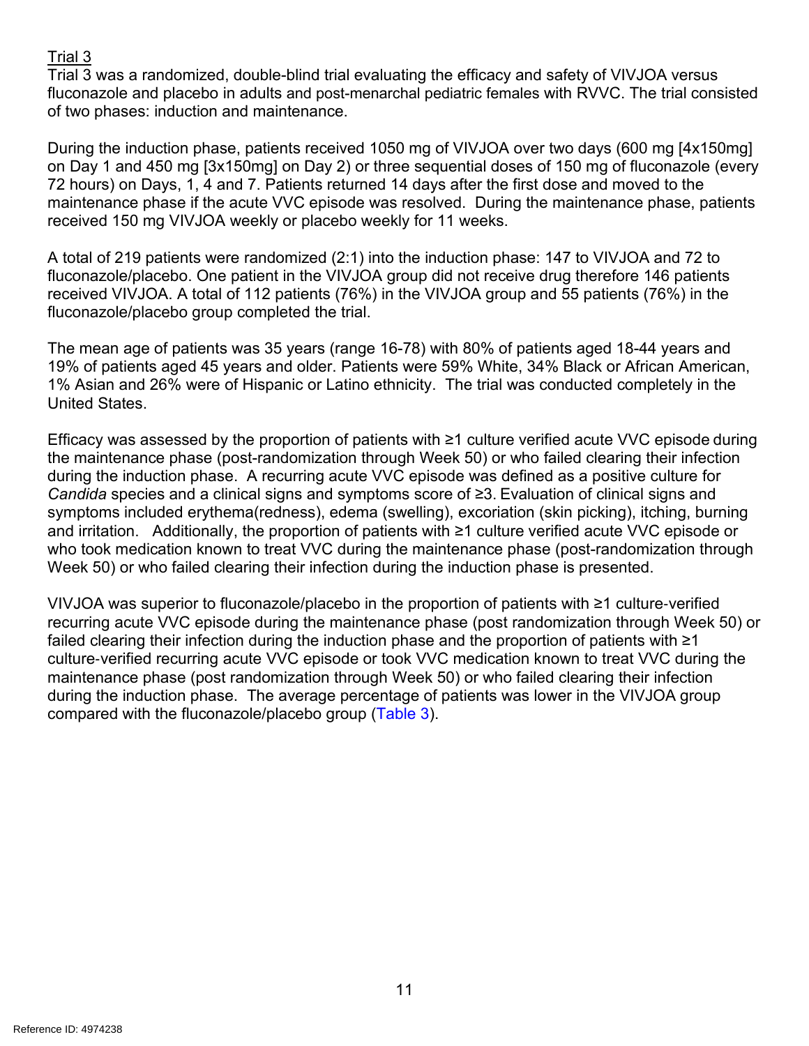Trial 3

Trial 3 was a randomized, double-blind trial evaluating the efficacy and safety of VIVJOA versus fluconazole and placebo in adults and post-menarchal pediatric females with RVVC. The trial consisted of two phases: induction and maintenance.

During the induction phase, patients received 1050 mg of VIVJOA over two days (600 mg [4x150mg] on Day 1 and 450 mg [3x150mg] on Day 2) or three sequential doses of 150 mg of fluconazole (every 72 hours) on Days, 1, 4 and 7. Patients returned 14 days after the first dose and moved to the maintenance phase if the acute VVC episode was resolved. During the maintenance phase, patients received 150 mg VIVJOA weekly or placebo weekly for 11 weeks.

A total of 219 patients were randomized (2:1) into the induction phase: 147 to VIVJOA and 72 to fluconazole/placebo. One patient in the VIVJOA group did not receive drug therefore 146 patients received VIVJOA. A total of 112 patients (76%) in the VIVJOA group and 55 patients (76%) in the fluconazole/placebo group completed the trial.

The mean age of patients was 35 years (range 16-78) with 80% of patients aged 18-44 years and 19% of patients aged 45 years and older. Patients were 59% White, 34% Black or African American, 1% Asian and 26% were of Hispanic or Latino ethnicity. The trial was conducted completely in the United States.

Efficacy was assessed by the proportion of patients with ≥1 culture verified acute VVC episode during the maintenance phase (post-randomization through Week 50) or who failed clearing their infection during the induction phase. A recurring acute VVC episode was defined as a positive culture for *Candida* species and a clinical signs and symptoms score of ≥3. Evaluation of clinical signs and symptoms included erythema(redness), edema (swelling), excoriation (skin picking), itching, burning and irritation. Additionally, the proportion of patients with ≥1 culture verified acute VVC episode or who took medication known to treat VVC during the maintenance phase (post-randomization through Week 50) or who failed clearing their infection during the induction phase is presented.

VIVJOA was superior to fluconazole/placebo in the proportion of patients with ≥1 culture-verified recurring acute VVC episode during the maintenance phase (post randomization through Week 50) or failed clearing their infection during the induction phase and the proportion of patients with ≥1 culture-verified recurring acute VVC episode or took VVC medication known to treat VVC during the maintenance phase (post randomization through Week 50) or who failed clearing their infection during the induction phase. The average percentage of patients was lower in the VIVJOA group compared with the fluconazole/placebo group (Table 3).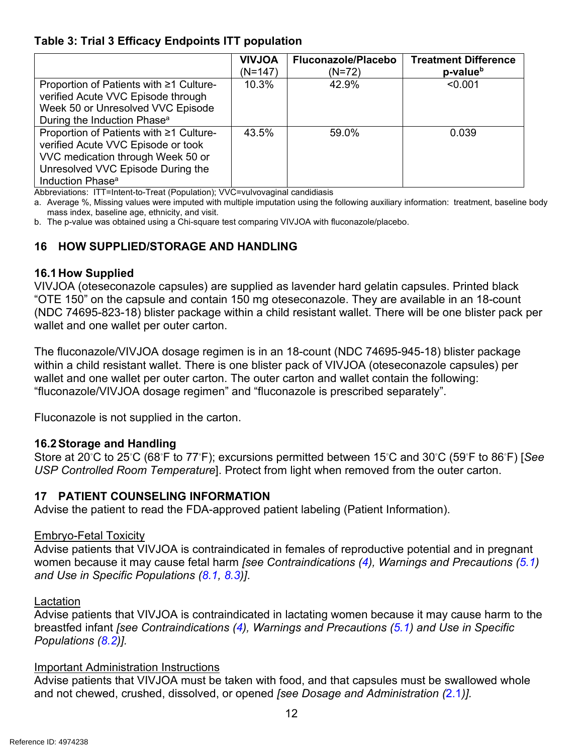**Table 3: Trial 3 Efficacy Endpoints ITT population**

| | VIVJOA (N=147) | Fluconazole/Placebo (N=72) | Treatment Difference p-value[b] |
|---|---|---|---|
| Proportion of Patients with ≥1 Culture-verified Acute VVC Episode through Week 50 or Unresolved VVC Episode During the Induction Phase[a] | 10.3% | 42.9% | <0.001 |
| Proportion of Patients with ≥1 Culture-verified Acute VVC Episode or took VVC medication through Week 50 or Unresolved VVC Episode During the Induction Phase[a] | 43.5% | 59.0% | 0.039 |

Abbreviations: ITT=Intent-to-Treat (Population); VVC=vulvovaginal candidiasis

a. Average %, Missing values were imputed with multiple imputation using the following auxiliary information: treatment, baseline body mass index, baseline age, ethnicity, and visit.

b. The p-value was obtained using a Chi-square test comparing VIVJOA with fluconazole/placebo.

## 16 HOW SUPPLIED/STORAGE AND HANDLING

### 16.1 How Supplied

VIVJOA (oteseconazole capsules) are supplied as lavender hard gelatin capsules. Printed black "OTE 150" on the capsule and contain 150 mg oteseconazole. They are available in an 18-count (NDC 74695-823-18) blister package within a child resistant wallet. There will be one blister pack per wallet and one wallet per outer carton.

The fluconazole/VIVJOA dosage regimen is in an 18-count (NDC 74695-945-18) blister package within a child resistant wallet. There is one blister pack of VIVJOA (oteseconazole capsules) per wallet and one wallet per outer carton. The outer carton and wallet contain the following: "fluconazole/VIVJOA dosage regimen" and "fluconazole is prescribed separately".

Fluconazole is not supplied in the carton.

### 16.2 Storage and Handling

Store at 20°C to 25°C (68°F to 77°F); excursions permitted between 15°C and 30°C (59°F to 86°F) [*See USP Controlled Room Temperature*]. Protect from light when removed from the outer carton.

## 17 PATIENT COUNSELING INFORMATION

Advise the patient to read the FDA-approved patient labeling (Patient Information).

Embryo-Fetal Toxicity

Advise patients that VIVJOA is contraindicated in females of reproductive potential and in pregnant women because it may cause fetal harm *[see Contraindications (4), Warnings and Precautions (5.1) and Use in Specific Populations (8.1, 8.3)]*.

Lactation

Advise patients that VIVJOA is contraindicated in lactating women because it may cause harm to the breastfed infant *[see Contraindications (4), Warnings and Precautions (5.1) and Use in Specific Populations (8.2)]*.

Important Administration Instructions

Advise patients that VIVJOA must be taken with food, and that capsules must be swallowed whole and not chewed, crushed, dissolved, or opened *[see Dosage and Administration (2.1)]*.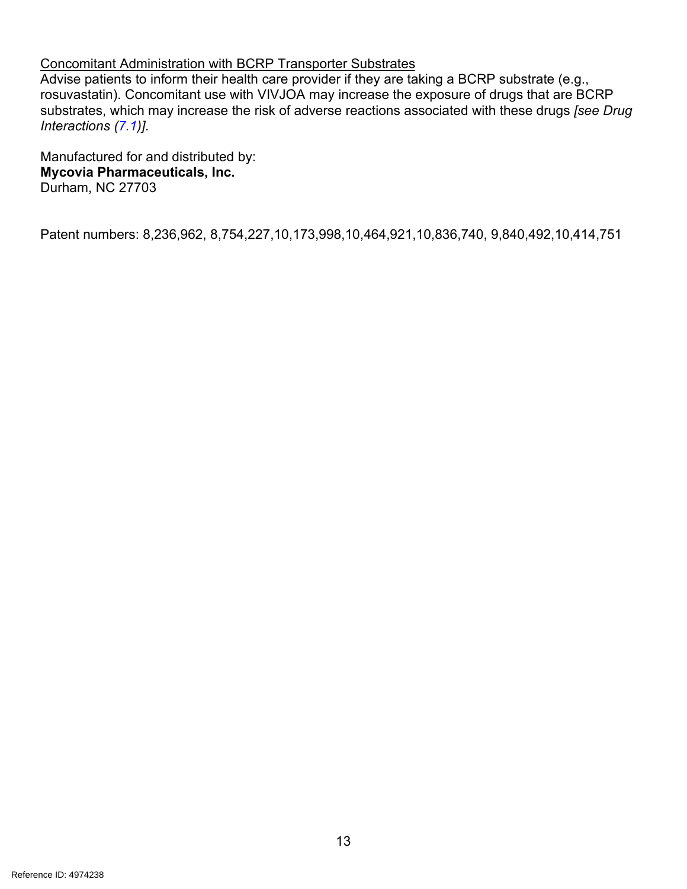Concomitant Administration with BCRP Transporter Substrates

Advise patients to inform their health care provider if they are taking a BCRP substrate (e.g., rosuvastatin). Concomitant use with VIVJOA may increase the exposure of drugs that are BCRP substrates, which may increase the risk of adverse reactions associated with these drugs *[see Drug Interactions (7.1)]*.

Manufactured for and distributed by:
**Mycovia Pharmaceuticals, Inc.**
Durham, NC 27703

Patent numbers: 8,236,962, 8,754,227,10,173,998,10,464,921,10,836,740, 9,840,492,10,414,751

Reference ID: 4974238